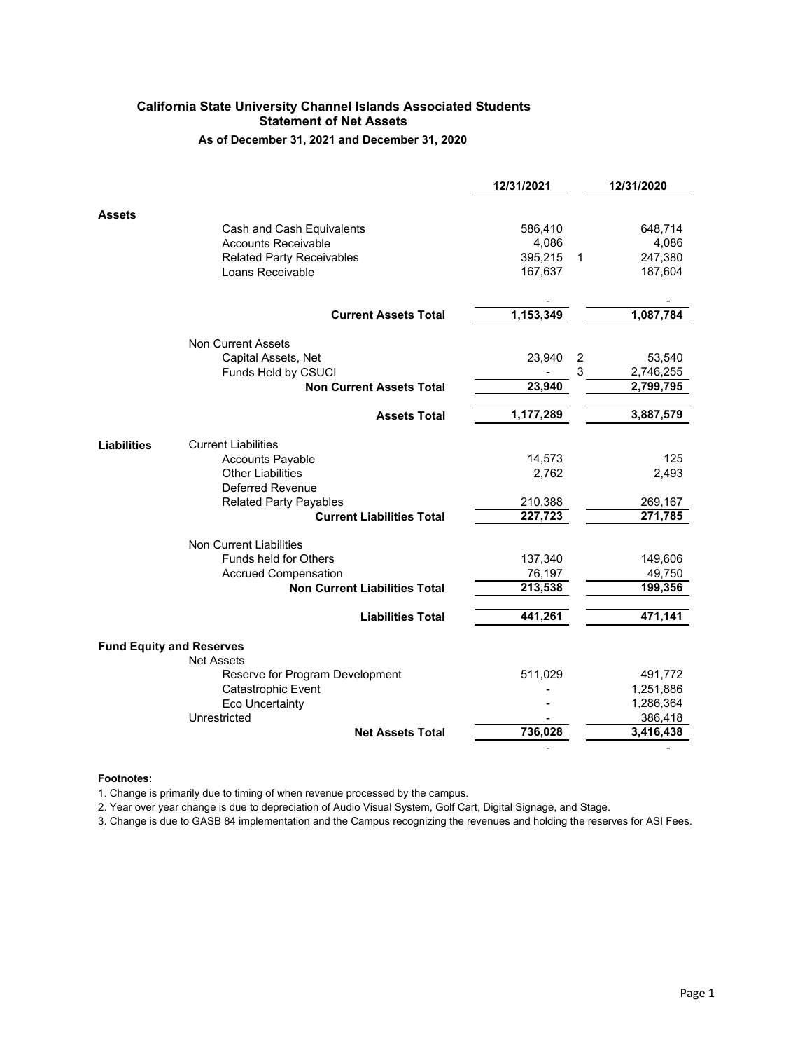# California State University Channel Islands Associated Students
## Statement of Net Assets
### As of December 31, 2021 and December 31, 2020

| | | 12/31/2021 | | 12/31/2020 |
|---|---|---|---|---|
| **Assets** | | | | |
| | Cash and Cash Equivalents | 586,410 | | 648,714 |
| | Accounts Receivable | 4,086 | | 4,086 |
| | Related Party Receivables | 395,215 | 1 | 247,380 |
| | Loans Receivable | 167,637 | | 187,604 |
| | | - | | - |
| | **Current Assets Total** | 1,153,349 | | 1,087,784 |
| | Non Current Assets | | | |
| | Capital Assets, Net | 23,940 | 2 | 53,540 |
| | Funds Held by CSUCI | - | 3 | 2,746,255 |
| | **Non Current Assets Total** | 23,940 | | 2,799,795 |
| | **Assets Total** | 1,177,289 | | 3,887,579 |
| **Liabilities** | Current Liabilities | | | |
| | Accounts Payable | 14,573 | | 125 |
| | Other Liabilities | 2,762 | | 2,493 |
| | Deferred Revenue | | | |
| | Related Party Payables | 210,388 | | 269,167 |
| | **Current Liabilities Total** | 227,723 | | 271,785 |
| | Non Current Liabilities | | | |
| | Funds held for Others | 137,340 | | 149,606 |
| | Accrued Compensation | 76,197 | | 49,750 |
| | **Non Current Liabilities Total** | 213,538 | | 199,356 |
| | **Liabilities Total** | 441,261 | | 471,141 |
| **Fund Equity and Reserves** | | | | |
| | Net Assets | | | |
| | Reserve for Program Development | 511,029 | | 491,772 |
| | Catastrophic Event | - | | 1,251,886 |
| | Eco Uncertainty | - | | 1,286,364 |
| | Unrestricted | - | | 386,418 |
| | **Net Assets Total** | 736,028 | | 3,416,438 |
| | | - | | - |

**Footnotes:**

1. Change is primarily due to timing of when revenue processed by the campus.
2. Year over year change is due to depreciation of Audio Visual System, Golf Cart, Digital Signage, and Stage.
3. Change is due to GASB 84 implementation and the Campus recognizing the revenues and holding the reserves for ASI Fees.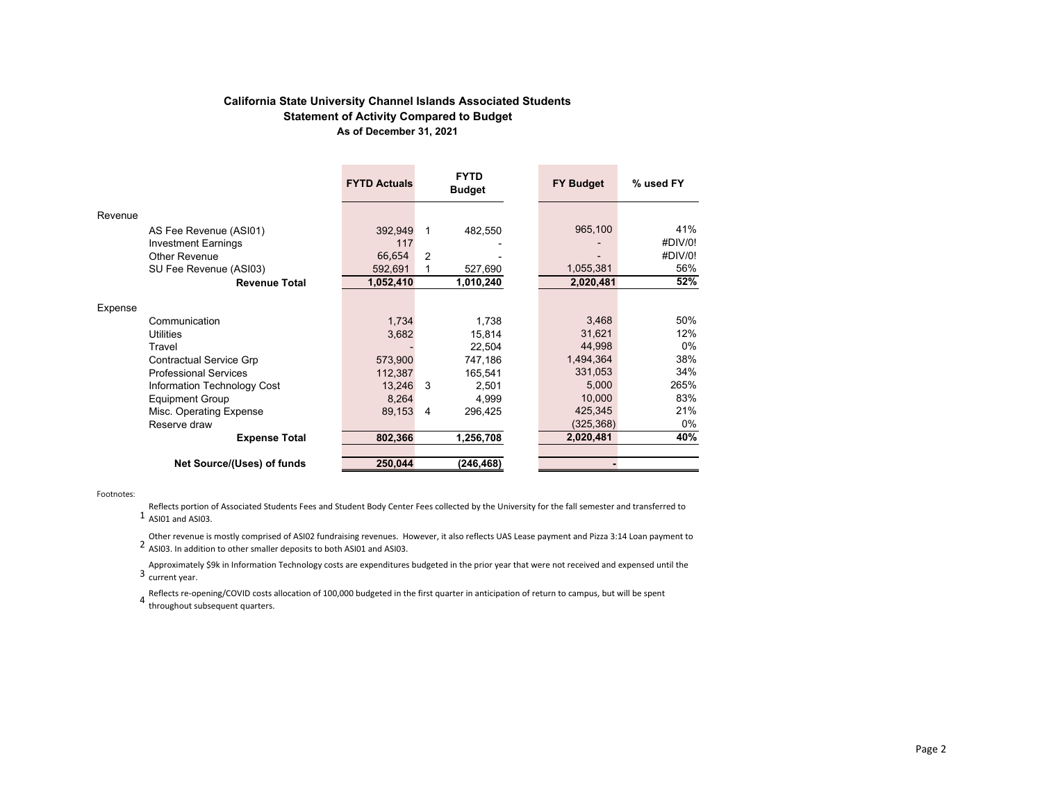# California State University Channel Islands Associated Students

## Statement of Activity Compared to Budget

### As of December 31, 2021

| | FYTD Actuals | | FYTD Budget | FY Budget | % used FY |
|---|---|---|---|---|---|
| **Revenue** | | | | | |
| AS Fee Revenue (ASI01) | 392,949 | 1 | 482,550 | 965,100 | 41% |
| Investment Earnings | 117 | | - | - | #DIV/0! |
| Other Revenue | 66,654 | 2 | - | - | #DIV/0! |
| SU Fee Revenue (ASI03) | 592,691 | 1 | 527,690 | 1,055,381 | 56% |
| **Revenue Total** | **1,052,410** | | **1,010,240** | **2,020,481** | **52%** |
| **Expense** | | | | | |
| Communication | 1,734 | | 1,738 | 3,468 | 50% |
| Utilities | 3,682 | | 15,814 | 31,621 | 12% |
| Travel | - | | 22,504 | 44,998 | 0% |
| Contractual Service Grp | 573,900 | | 747,186 | 1,494,364 | 38% |
| Professional Services | 112,387 | | 165,541 | 331,053 | 34% |
| Information Technology Cost | 13,246 | 3 | 2,501 | 5,000 | 265% |
| Equipment Group | 8,264 | | 4,999 | 10,000 | 83% |
| Misc. Operating Expense | 89,153 | 4 | 296,425 | 425,345 | 21% |
| Reserve draw | | | | (325,368) | 0% |
| **Expense Total** | **802,366** | | **1,256,708** | **2,020,481** | **40%** |
| **Net Source/(Uses) of funds** | **250,044** | | **(246,468)** | **-** | |

Footnotes:

1. Reflects portion of Associated Students Fees and Student Body Center Fees collected by the University for the fall semester and transferred to ASI01 and ASI03.
2. Other revenue is mostly comprised of ASI02 fundraising revenues. However, it also reflects UAS Lease payment and Pizza 3:14 Loan payment to ASI03. In addition to other smaller deposits to both ASI01 and ASI03.
3. Approximately $9k in Information Technology costs are expenditures budgeted in the prior year that were not received and expensed until the current year.
4. Reflects re-opening/COVID costs allocation of 100,000 budgeted in the first quarter in anticipation of return to campus, but will be spent throughout subsequent quarters.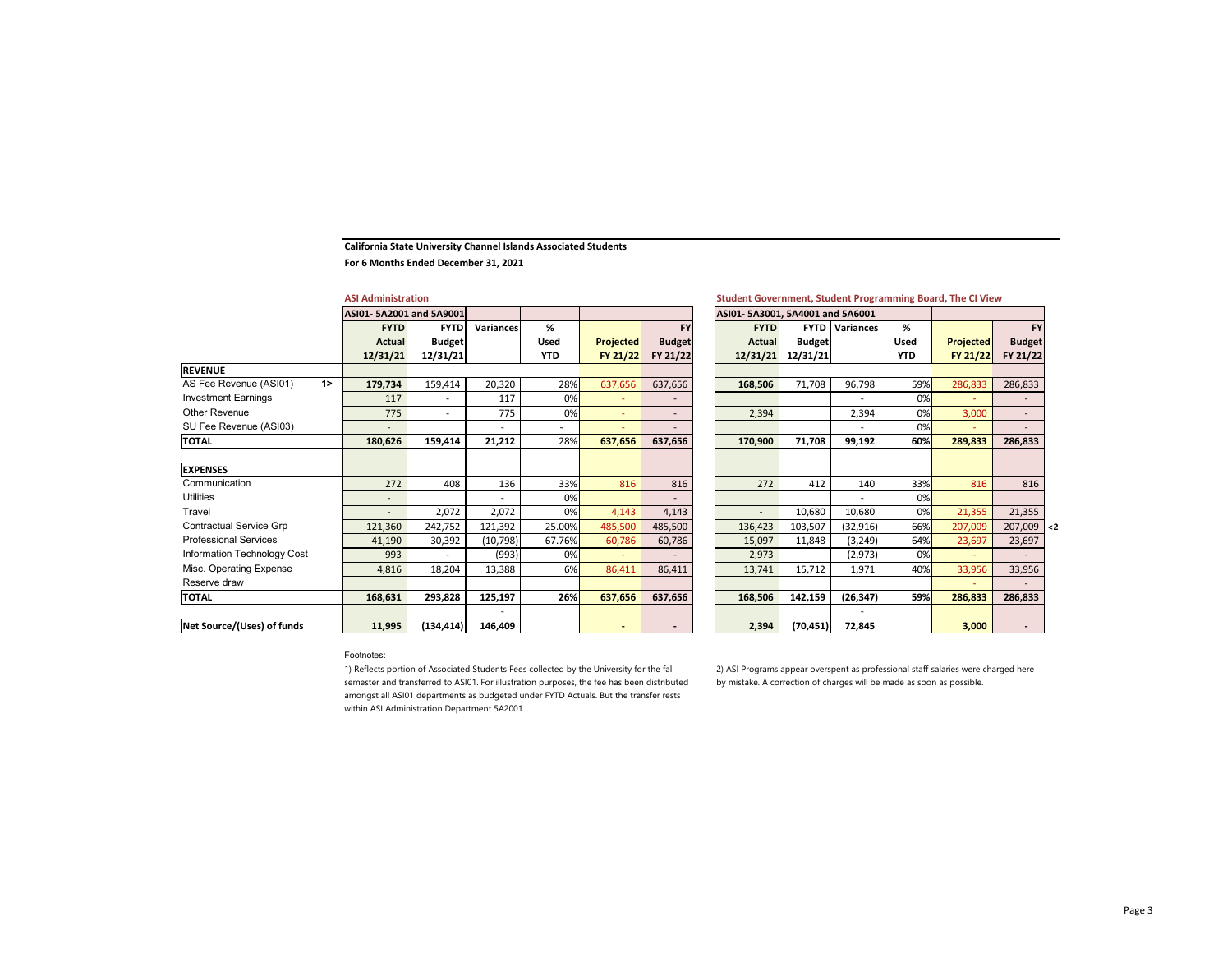**California State University Channel Islands Associated Students**

**For 6 Months Ended December 31, 2021**

**ASI Administration**

| | | ASI01- 5A2001 and 5A9001 | | | | | |
|---|---|---|---|---|---|---|---|
| | | FYTD Actual 12/31/21 | FYTD Budget 12/31/21 | Variances | % Used YTD | Projected FY 21/22 | FY Budget FY 21/22 |
| **REVENUE** | | | | | | | |
| AS Fee Revenue (ASI01) | 1> | **179,734** | 159,414 | 20,320 | 28% | 637,656 | 637,656 |
| Investment Earnings | | 117 | - | 117 | 0% | - | - |
| Other Revenue | | 775 | - | 775 | 0% | - | - |
| SU Fee Revenue (ASI03) | | - | | - | - | - | - |
| **TOTAL** | | **180,626** | **159,414** | **21,212** | **28%** | **637,656** | **637,656** |
| | | | | | | | |
| **EXPENSES** | | | | | | | |
| Communication | | 272 | 408 | 136 | 33% | 816 | 816 |
| Utilities | | - | | - | 0% | | - |
| Travel | | - | 2,072 | 2,072 | 0% | 4,143 | 4,143 |
| Contractual Service Grp | | 121,360 | 242,752 | 121,392 | 25.00% | 485,500 | 485,500 |
| Professional Services | | 41,190 | 30,392 | (10,798) | 67.76% | 60,786 | 60,786 |
| Information Technology Cost | | 993 | - | (993) | 0% | - | - |
| Misc. Operating Expense | | 4,816 | 18,204 | 13,388 | 6% | 86,411 | 86,411 |
| Reserve draw | | | | | | | |
| **TOTAL** | | **168,631** | **293,828** | **125,197** | **26%** | **637,656** | **637,656** |
| | | | | - | | | |
| **Net Source/(Uses) of funds** | | **11,995** | **(134,414)** | **146,409** | | **-** | **-** |

**Student Government, Student Programming Board, The CI View**

| | ASI01- 5A3001, 5A4001 and 5A6001 | | | | | | |
|---|---|---|---|---|---|---|---|
| | FYTD Actual 12/31/21 | FYTD Budget 12/31/21 | Variances | % Used YTD | Projected FY 21/22 | FY Budget FY 21/22 | |
| **REVENUE** | | | | | | | |
| AS Fee Revenue (ASI01) | **168,506** | 71,708 | 96,798 | 59% | 286,833 | 286,833 | |
| Investment Earnings | | | - | 0% | - | - | |
| Other Revenue | 2,394 | | 2,394 | 0% | 3,000 | - | |
| SU Fee Revenue (ASI03) | | | - | 0% | - | - | |
| **TOTAL** | **170,900** | **71,708** | **99,192** | **60%** | **289,833** | **286,833** | |
| | | | | | | | |
| **EXPENSES** | | | | | | | |
| Communication | 272 | 412 | 140 | 33% | 816 | 816 | |
| Utilities | | | - | 0% | | | |
| Travel | - | 10,680 | 10,680 | 0% | 21,355 | 21,355 | |
| Contractual Service Grp | 136,423 | 103,507 | (32,916) | 66% | 207,009 | 207,009 | <2 |
| Professional Services | 15,097 | 11,848 | (3,249) | 64% | 23,697 | 23,697 | |
| Information Technology Cost | 2,973 | | (2,973) | 0% | - | - | |
| Misc. Operating Expense | 13,741 | 15,712 | 1,971 | 40% | 33,956 | 33,956 | |
| Reserve draw | | | | | - | - | |
| **TOTAL** | **168,506** | **142,159** | **(26,347)** | **59%** | **286,833** | **286,833** | |
| | | | - | | | | |
| **Net Source/(Uses) of funds** | **2,394** | **(70,451)** | **72,845** | | **3,000** | **-** | |

Footnotes:

1) Reflects portion of Associated Students Fees collected by the University for the fall semester and transferred to ASI01. For illustration purposes, the fee has been distributed amongst all ASI01 departments as budgeted under FYTD Actuals. But the transfer rests within ASI Administration Department 5A2001

2) ASI Programs appear overspent as professional staff salaries were charged here by mistake. A correction of charges will be made as soon as possible.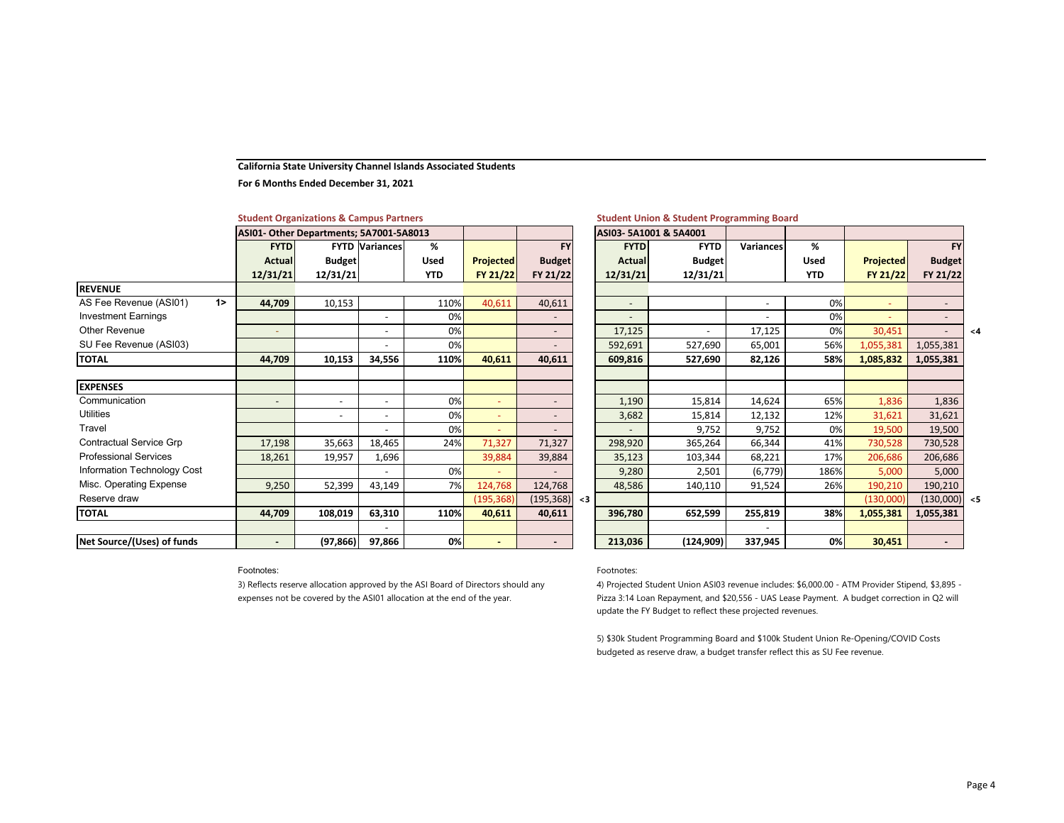**California State University Channel Islands Associated Students**

**For 6 Months Ended December 31, 2021**

**Student Organizations & Campus Partners**

| | ASI01- Other Departments; 5A7001-5A8013 | | | | | | |
|---|---|---|---|---|---|---|---|
| | FYTD Actual 12/31/21 | FYTD Budget 12/31/21 | Variances | % Used YTD | Projected FY 21/22 | FY Budget FY 21/22 | |
| **REVENUE** | | | | | | | |
| AS Fee Revenue (ASI01) 1> | 44,709 | 10,153 | | 110% | 40,611 | 40,611 | |
| Investment Earnings | | | - | 0% | | - | |
| Other Revenue | - | | - | 0% | | - | |
| SU Fee Revenue (ASI03) | | | - | 0% | | - | |
| **TOTAL** | **44,709** | **10,153** | **34,556** | **110%** | **40,611** | **40,611** | |
| **EXPENSES** | | | | | | | |
| Communication | - | - | - | 0% | - | - | |
| Utilities | | - | - | 0% | - | - | |
| Travel | | | - | 0% | - | - | |
| Contractual Service Grp | 17,198 | 35,663 | 18,465 | 24% | 71,327 | 71,327 | |
| Professional Services | 18,261 | 19,957 | 1,696 | | 39,884 | 39,884 | |
| Information Technology Cost | | | - | 0% | - | - | |
| Misc. Operating Expense | 9,250 | 52,399 | 43,149 | 7% | 124,768 | 124,768 | |
| Reserve draw | | | | | (195,368) | (195,368) | <3 |
| **TOTAL** | **44,709** | **108,019** | **63,310** | **110%** | **40,611** | **40,611** | |
| | | | - | | | | |
| **Net Source/(Uses) of funds** | **-** | **(97,866)** | **97,866** | **0%** | **-** | **-** | |

**Student Union & Student Programming Board**

| | ASI03- 5A1001 & 5A4001 | | | | | | |
|---|---|---|---|---|---|---|---|
| | FYTD Actual 12/31/21 | FYTD Budget 12/31/21 | Variances | % Used YTD | Projected FY 21/22 | FY Budget FY 21/22 | |
| **REVENUE** | | | | | | | |
| AS Fee Revenue (ASI01) | - | | - | 0% | - | - | |
| Investment Earnings | - | | - | 0% | - | - | |
| Other Revenue | 17,125 | - | 17,125 | 0% | 30,451 | - | <4 |
| SU Fee Revenue (ASI03) | 592,691 | 527,690 | 65,001 | 56% | 1,055,381 | 1,055,381 | |
| **TOTAL** | **609,816** | **527,690** | **82,126** | **58%** | **1,085,832** | **1,055,381** | |
| **EXPENSES** | | | | | | | |
| Communication | 1,190 | 15,814 | 14,624 | 65% | 1,836 | 1,836 | |
| Utilities | 3,682 | 15,814 | 12,132 | 12% | 31,621 | 31,621 | |
| Travel | - | 9,752 | 9,752 | 0% | 19,500 | 19,500 | |
| Contractual Service Grp | 298,920 | 365,264 | 66,344 | 41% | 730,528 | 730,528 | |
| Professional Services | 35,123 | 103,344 | 68,221 | 17% | 206,686 | 206,686 | |
| Information Technology Cost | 9,280 | 2,501 | (6,779) | 186% | 5,000 | 5,000 | |
| Misc. Operating Expense | 48,586 | 140,110 | 91,524 | 26% | 190,210 | 190,210 | |
| Reserve draw | | | | | (130,000) | (130,000) | <5 |
| **TOTAL** | **396,780** | **652,599** | **255,819** | **38%** | **1,055,381** | **1,055,381** | |
| | | | - | | | | |
| **Net Source/(Uses) of funds** | **213,036** | **(124,909)** | **337,945** | **0%** | **30,451** | **-** | |

Footnotes:

3) Reflects reserve allocation approved by the ASI Board of Directors should any expenses not be covered by the ASI01 allocation at the end of the year.

Footnotes:

4) Projected Student Union ASI03 revenue includes: $6,000.00 - ATM Provider Stipend, $3,895 - Pizza 3:14 Loan Repayment, and $20,556 - UAS Lease Payment. A budget correction in Q2 will update the FY Budget to reflect these projected revenues.

5) $30k Student Programming Board and $100k Student Union Re-Opening/COVID Costs budgeted as reserve draw, a budget transfer reflect this as SU Fee revenue.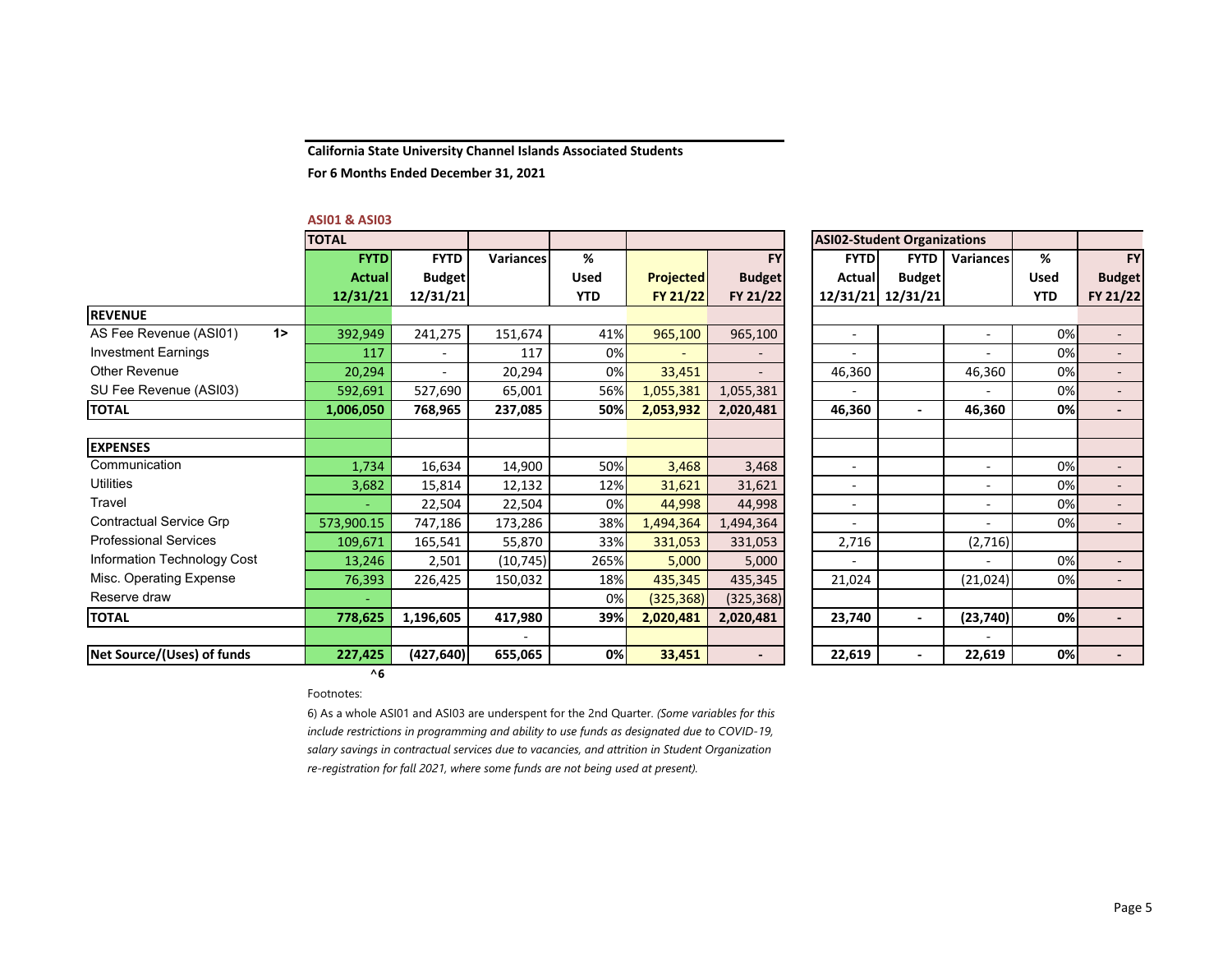**California State University Channel Islands Associated Students**

**For 6 Months Ended December 31, 2021**

**ASI01 & ASI03**

| | | TOTAL | | | | | | ASI02-Student Organizations | | | | |
|---|---|---|---|---|---|---|---|---|---|---|---|---|
| | | FYTD Actual 12/31/21 | FYTD Budget 12/31/21 | Variances | % Used YTD | Projected FY 21/22 | FY Budget FY 21/22 | FYTD Actual 12/31/21 | FYTD Budget 12/31/21 | Variances | % Used YTD | FY Budget FY 21/22 |
| **REVENUE** | | | | | | | | | | | | |
| AS Fee Revenue (ASI01) | 1> | 392,949 | 241,275 | 151,674 | 41% | 965,100 | 965,100 | - | | - | 0% | - |
| Investment Earnings | | 117 | - | 117 | 0% | - | - | - | | - | 0% | - |
| Other Revenue | | 20,294 | - | 20,294 | 0% | 33,451 | - | 46,360 | | 46,360 | 0% | - |
| SU Fee Revenue (ASI03) | | 592,691 | 527,690 | 65,001 | 56% | 1,055,381 | 1,055,381 | - | | - | 0% | - |
| **TOTAL** | | **1,006,050** | **768,965** | **237,085** | **50%** | **2,053,932** | **2,020,481** | **46,360** | **-** | **46,360** | **0%** | **-** |
| | | | | | | | | | | | | |
| **EXPENSES** | | | | | | | | | | | | |
| Communication | | 1,734 | 16,634 | 14,900 | 50% | 3,468 | 3,468 | - | | - | 0% | - |
| Utilities | | 3,682 | 15,814 | 12,132 | 12% | 31,621 | 31,621 | - | | - | 0% | - |
| Travel | | - | 22,504 | 22,504 | 0% | 44,998 | 44,998 | - | | - | 0% | - |
| Contractual Service Grp | | 573,900.15 | 747,186 | 173,286 | 38% | 1,494,364 | 1,494,364 | - | | - | 0% | - |
| Professional Services | | 109,671 | 165,541 | 55,870 | 33% | 331,053 | 331,053 | 2,716 | | (2,716) | | |
| Information Technology Cost | | 13,246 | 2,501 | (10,745) | 265% | 5,000 | 5,000 | - | | - | 0% | - |
| Misc. Operating Expense | | 76,393 | 226,425 | 150,032 | 18% | 435,345 | 435,345 | 21,024 | | (21,024) | 0% | - |
| Reserve draw | | - | | | 0% | (325,368) | (325,368) | | | | | |
| **TOTAL** | | **778,625** | **1,196,605** | **417,980** | **39%** | **2,020,481** | **2,020,481** | **23,740** | **-** | **(23,740)** | **0%** | **-** |
| | | | | - | | | | | | - | | |
| **Net Source/(Uses) of funds** | | **227,425** | **(427,640)** | **655,065** | **0%** | **33,451** | **-** | **22,619** | **-** | **22,619** | **0%** | **-** |
| | | ^6 | | | | | | | | | | |

Footnotes:

6) As a whole ASI01 and ASI03 are underspent for the 2nd Quarter. *(Some variables for this include restrictions in programming and ability to use funds as designated due to COVID-19, salary savings in contractual services due to vacancies, and attrition in Student Organization re-registration for fall 2021, where some funds are not being used at present).*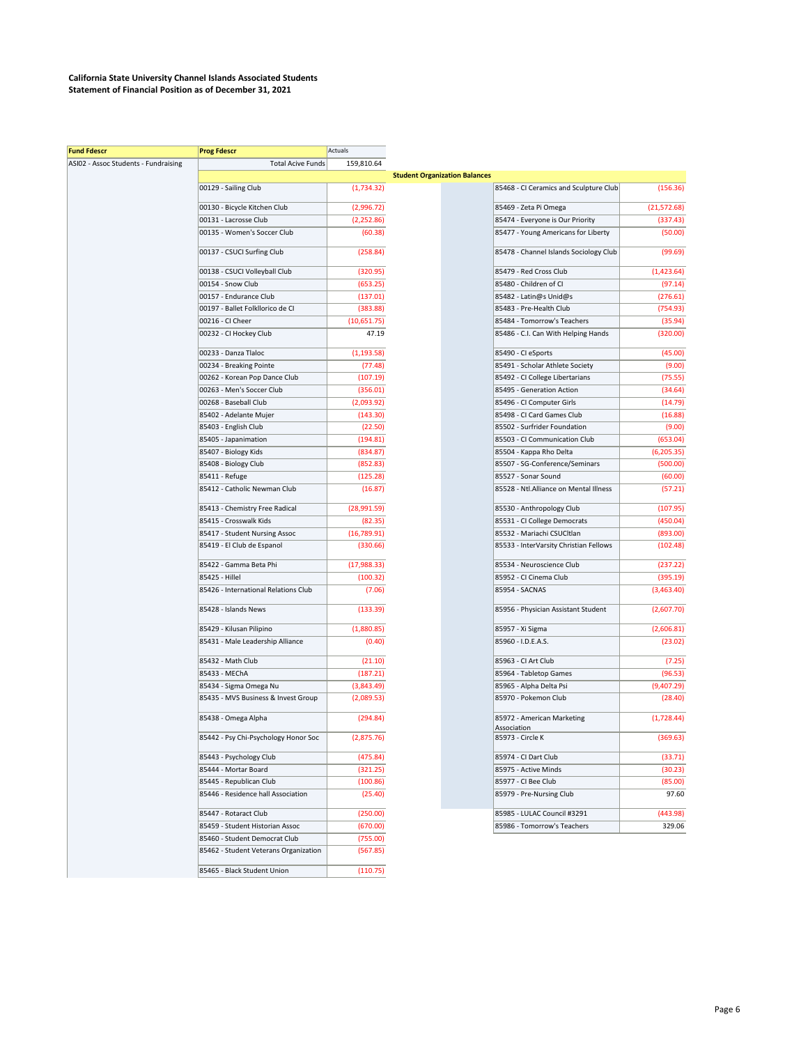**California State University Channel Islands Associated Students**
**Statement of Financial Position as of December 31, 2021**

| Fund Fdescr | Prog Fdescr | Actuals |
|---|---|---|
| ASI02 - Assoc Students - Fundraising | Total Acive Funds | 159,810.64 |

**Student Organization Balances**

| Prog Fdescr | Actuals |
|---|---|
| 00129 - Sailing Club | (1,734.32) |
| 00130 - Bicycle Kitchen Club | (2,996.72) |
| 00131 - Lacrosse Club | (2,252.86) |
| 00135 - Women's Soccer Club | (60.38) |
| 00137 - CSUCI Surfing Club | (258.84) |
| 00138 - CSUCI Volleyball Club | (320.95) |
| 00154 - Snow Club | (653.25) |
| 00157 - Endurance Club | (137.01) |
| 00197 - Ballet Folklorico de CI | (383.88) |
| 00216 - CI Cheer | (10,651.75) |
| 00232 - CI Hockey Club | 47.19 |
| 00233 - Danza Tlaloc | (1,193.58) |
| 00234 - Breaking Pointe | (77.48) |
| 00262 - Korean Pop Dance Club | (107.19) |
| 00263 - Men's Soccer Club | (356.01) |
| 00268 - Baseball Club | (2,093.92) |
| 85402 - Adelante Mujer | (143.30) |
| 85403 - English Club | (22.50) |
| 85405 - Japanimation | (194.81) |
| 85407 - Biology Kids | (834.87) |
| 85408 - Biology Club | (852.83) |
| 85411 - Refuge | (125.28) |
| 85412 - Catholic Newman Club | (16.87) |
| 85413 - Chemistry Free Radical | (28,991.59) |
| 85415 - Crosswalk Kids | (82.35) |
| 85417 - Student Nursing Assoc | (16,789.91) |
| 85419 - El Club de Espanol | (330.66) |
| 85422 - Gamma Beta Phi | (17,988.33) |
| 85425 - Hillel | (100.32) |
| 85426 - International Relations Club | (7.06) |
| 85428 - Islands News | (133.39) |
| 85429 - Kilusan Pilipino | (1,880.85) |
| 85431 - Male Leadership Alliance | (0.40) |
| 85432 - Math Club | (21.10) |
| 85433 - MEChA | (187.21) |
| 85434 - Sigma Omega Nu | (3,843.49) |
| 85435 - MVS Business & Invest Group | (2,089.53) |
| 85438 - Omega Alpha | (294.84) |
| 85442 - Psy Chi-Psychology Honor Soc | (2,875.76) |
| 85443 - Psychology Club | (475.84) |
| 85444 - Mortar Board | (321.25) |
| 85445 - Republican Club | (100.86) |
| 85446 - Residence hall Association | (25.40) |
| 85447 - Rotaract Club | (250.00) |
| 85459 - Student Historian Assoc | (670.00) |
| 85460 - Student Democrat Club | (755.00) |
| 85462 - Student Veterans Organization | (567.85) |
| 85465 - Black Student Union | (110.75) |
| 85468 - CI Ceramics and Sculpture Club | (156.36) |
| 85469 - Zeta Pi Omega | (21,572.68) |
| 85474 - Everyone is Our Priority | (337.43) |
| 85477 - Young Americans for Liberty | (50.00) |
| 85478 - Channel Islands Sociology Club | (99.69) |
| 85479 - Red Cross Club | (1,423.64) |
| 85480 - Children of CI | (97.14) |
| 85482 - Latin@s Unid@s | (276.61) |
| 85483 - Pre-Health Club | (754.93) |
| 85484 - Tomorrow's Teachers | (35.94) |
| 85486 - C.I. Can With Helping Hands | (320.00) |
| 85490 - CI eSports | (45.00) |
| 85491 - Scholar Athlete Society | (9.00) |
| 85492 - CI College Libertarians | (75.55) |
| 85495 - Generation Action | (34.64) |
| 85496 - CI Computer Girls | (14.79) |
| 85498 - CI Card Games Club | (16.88) |
| 85502 - Surfrider Foundation | (9.00) |
| 85503 - CI Communication Club | (653.04) |
| 85504 - Kappa Rho Delta | (6,205.35) |
| 85507 - SG-Conference/Seminars | (500.00) |
| 85527 - Sonar Sound | (60.00) |
| 85528 - Ntl.Alliance on Mental Illness | (57.21) |
| 85530 - Anthropology Club | (107.95) |
| 85531 - CI College Democrats | (450.04) |
| 85532 - Mariachi CSUCItlan | (893.00) |
| 85533 - InterVarsity Christian Fellows | (102.48) |
| 85534 - Neuroscience Club | (237.22) |
| 85952 - CI Cinema Club | (395.19) |
| 85954 - SACNAS | (3,463.40) |
| 85956 - Physician Assistant Student | (2,607.70) |
| 85957 - Xi Sigma | (2,606.81) |
| 85960 - I.D.E.A.S. | (23.02) |
| 85963 - CI Art Club | (7.25) |
| 85964 - Tabletop Games | (96.53) |
| 85965 - Alpha Delta Psi | (9,407.29) |
| 85970 - Pokemon Club | (28.40) |
| 85972 - American Marketing Association | (1,728.44) |
| 85973 - Circle K | (369.63) |
| 85974 - CI Dart Club | (33.71) |
| 85975 - Active Minds | (30.23) |
| 85977 - CI Bee Club | (85.00) |
| 85979 - Pre-Nursing Club | 97.60 |
| 85985 - LULAC Council #3291 | (443.98) |
| 85986 - Tomorrow's Teachers | 329.06 |